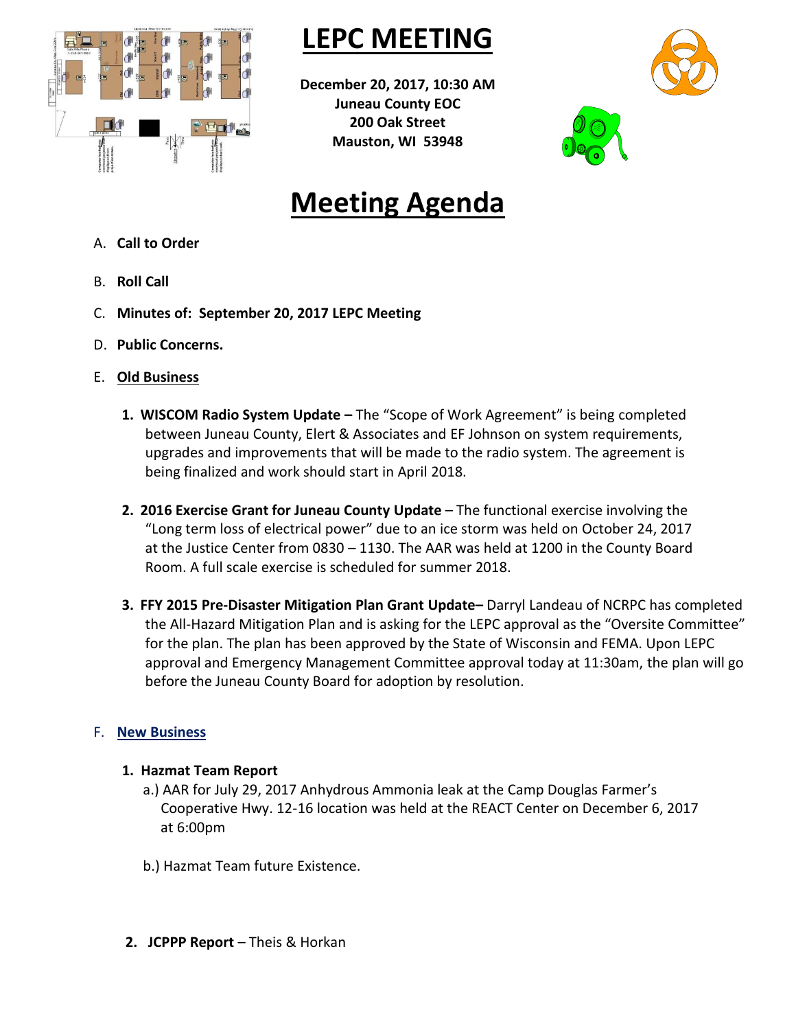# LEPC MEETING

**December 20, 2017, 10:30 AM**
**Juneau County EOC**
**200 Oak Street**
**Mauston, WI 53948**

# Meeting Agenda

A. **Call to Order**

B. **Roll Call**

C. **Minutes of: September 20, 2017 LEPC Meeting**

D. **Public Concerns.**

E. **Old Business**

1. **WISCOM Radio System Update –** The "Scope of Work Agreement" is being completed between Juneau County, Elert & Associates and EF Johnson on system requirements, upgrades and improvements that will be made to the radio system. The agreement is being finalized and work should start in April 2018.

2. **2016 Exercise Grant for Juneau County Update** – The functional exercise involving the "Long term loss of electrical power" due to an ice storm was held on October 24, 2017 at the Justice Center from 0830 – 1130. The AAR was held at 1200 in the County Board Room. A full scale exercise is scheduled for summer 2018.

3. **FFY 2015 Pre-Disaster Mitigation Plan Grant Update–** Darryl Landeau of NCRPC has completed the All-Hazard Mitigation Plan and is asking for the LEPC approval as the "Oversite Committee" for the plan. The plan has been approved by the State of Wisconsin and FEMA. Upon LEPC approval and Emergency Management Committee approval today at 11:30am, the plan will go before the Juneau County Board for adoption by resolution.

F. **New Business**

1. **Hazmat Team Report**
   a.) AAR for July 29, 2017 Anhydrous Ammonia leak at the Camp Douglas Farmer's Cooperative Hwy. 12-16 location was held at the REACT Center on December 6, 2017 at 6:00pm

   b.) Hazmat Team future Existence.

2. **JCPPP Report** – Theis & Horkan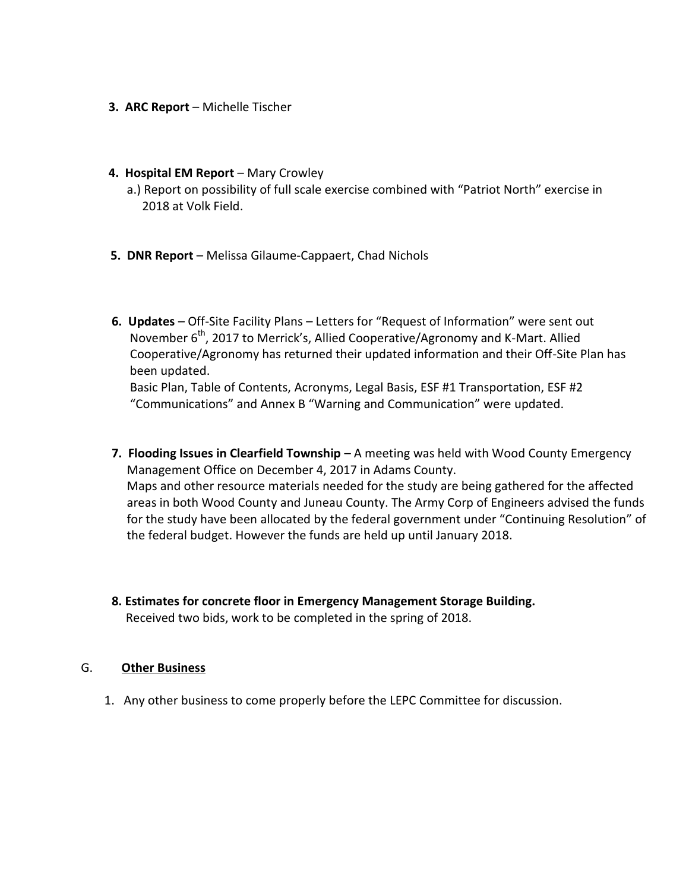3. **ARC Report** – Michelle Tischer

4. **Hospital EM Report** – Mary Crowley
   a.) Report on possibility of full scale exercise combined with "Patriot North" exercise in 2018 at Volk Field.

5. **DNR Report** – Melissa Gilaume-Cappaert, Chad Nichols

6. **Updates** – Off-Site Facility Plans – Letters for "Request of Information" were sent out November 6th, 2017 to Merrick's, Allied Cooperative/Agronomy and K-Mart. Allied Cooperative/Agronomy has returned their updated information and their Off-Site Plan has been updated.
   Basic Plan, Table of Contents, Acronyms, Legal Basis, ESF #1 Transportation, ESF #2 "Communications" and Annex B "Warning and Communication" were updated.

7. **Flooding Issues in Clearfield Township** – A meeting was held with Wood County Emergency Management Office on December 4, 2017 in Adams County.
   Maps and other resource materials needed for the study are being gathered for the affected areas in both Wood County and Juneau County. The Army Corp of Engineers advised the funds for the study have been allocated by the federal government under "Continuing Resolution" of the federal budget. However the funds are held up until January 2018.

8. **Estimates for concrete floor in Emergency Management Storage Building.**
   Received two bids, work to be completed in the spring of 2018.

G. **Other Business**

1. Any other business to come properly before the LEPC Committee for discussion.